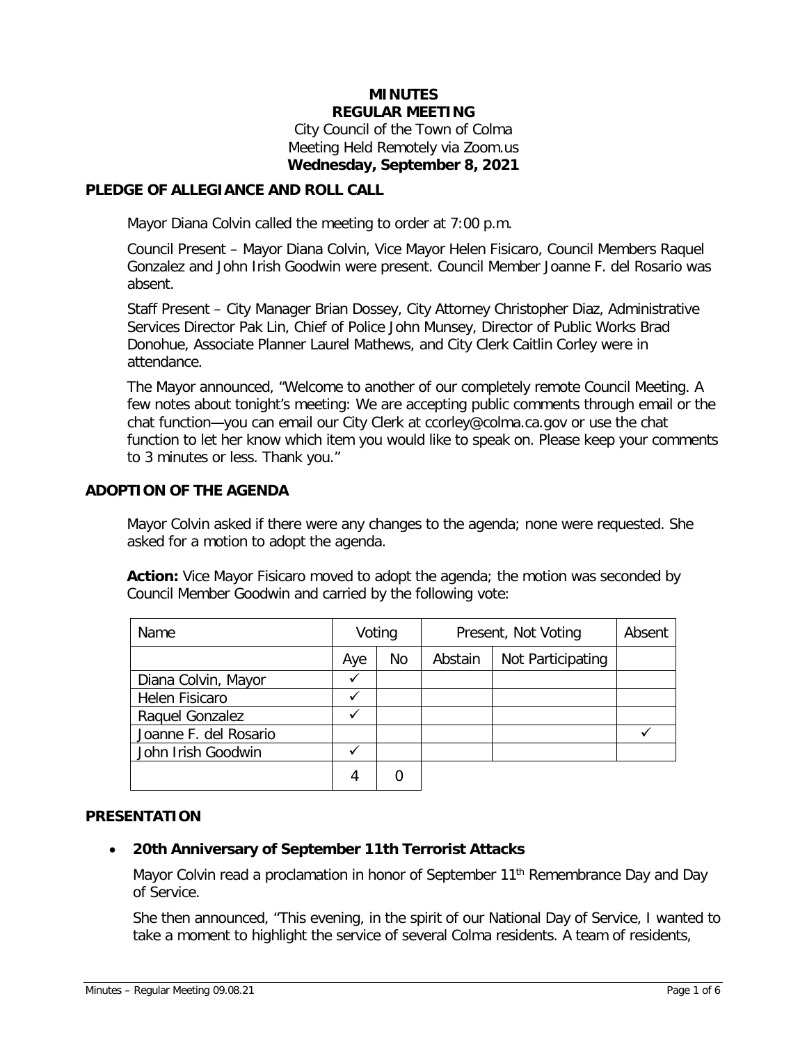# MINUTES
# REGULAR MEETING

City Council of the Town of Colma
Meeting Held Remotely via Zoom.us
**Wednesday, September 8, 2021**

## PLEDGE OF ALLEGIANCE AND ROLL CALL

Mayor Diana Colvin called the meeting to order at 7:00 p.m.

Council Present – Mayor Diana Colvin, Vice Mayor Helen Fisicaro, Council Members Raquel Gonzalez and John Irish Goodwin were present. Council Member Joanne F. del Rosario was absent.

Staff Present – City Manager Brian Dossey, City Attorney Christopher Diaz, Administrative Services Director Pak Lin, Chief of Police John Munsey, Director of Public Works Brad Donohue, Associate Planner Laurel Mathews, and City Clerk Caitlin Corley were in attendance.

The Mayor announced, "Welcome to another of our completely remote Council Meeting. A few notes about tonight's meeting: We are accepting public comments through email or the chat function—you can email our City Clerk at ccorley@colma.ca.gov or use the chat function to let her know which item you would like to speak on. Please keep your comments to 3 minutes or less. Thank you."

## ADOPTION OF THE AGENDA

Mayor Colvin asked if there were any changes to the agenda; none were requested. She asked for a motion to adopt the agenda.

**Action:** Vice Mayor Fisicaro moved to adopt the agenda; the motion was seconded by Council Member Goodwin and carried by the following vote:

| Name | Voting | | Present, Not Voting | | Absent |
|---|---|---|---|---|---|
| | Aye | No | Abstain | Not Participating | |
| Diana Colvin, Mayor | ✓ | | | | |
| Helen Fisicaro | ✓ | | | | |
| Raquel Gonzalez | ✓ | | | | |
| Joanne F. del Rosario | | | | | ✓ |
| John Irish Goodwin | ✓ | | | | |
| | 4 | 0 | | | |

## PRESENTATION

- **20th Anniversary of September 11th Terrorist Attacks**

  Mayor Colvin read a proclamation in honor of September 11th Remembrance Day and Day of Service.

  She then announced, "This evening, in the spirit of our National Day of Service, I wanted to take a moment to highlight the service of several Colma residents. A team of residents,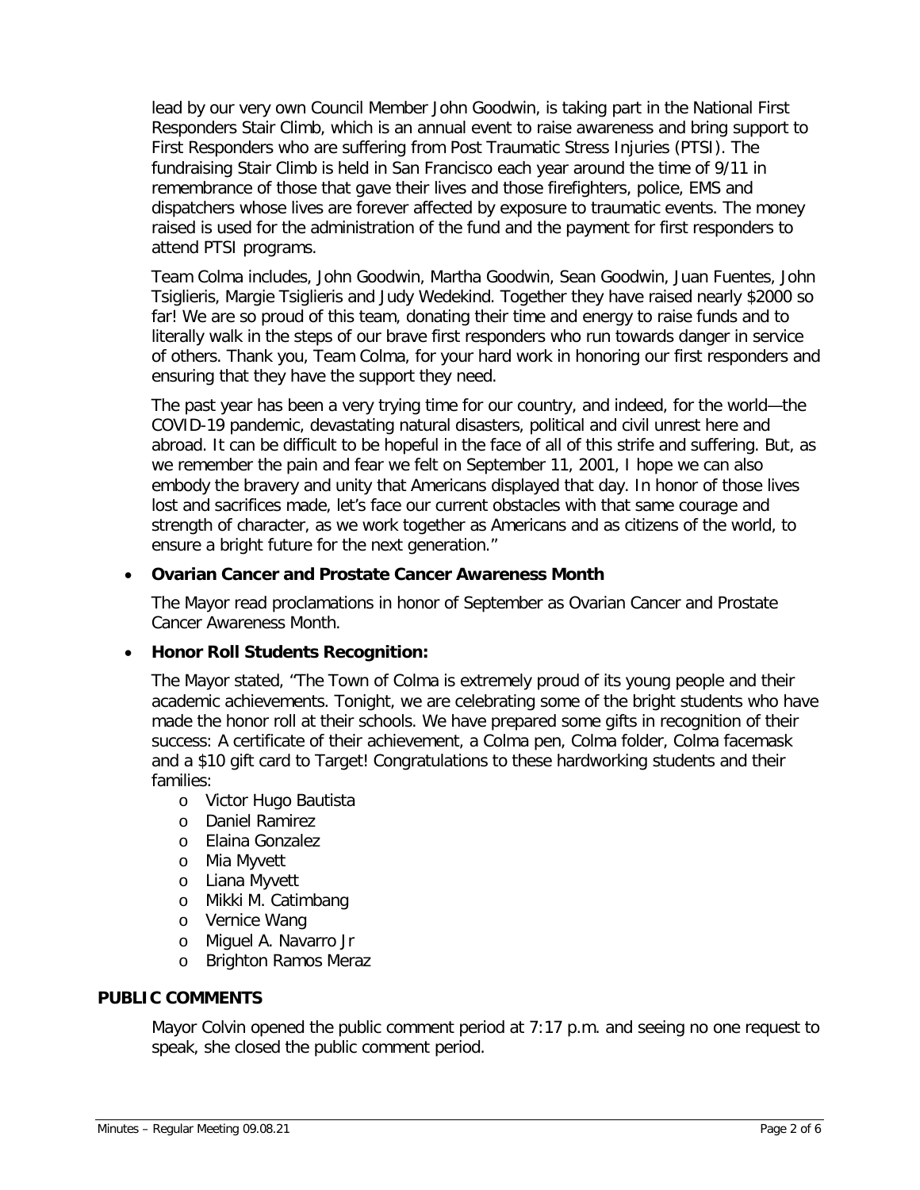lead by our very own Council Member John Goodwin, is taking part in the National First Responders Stair Climb, which is an annual event to raise awareness and bring support to First Responders who are suffering from Post Traumatic Stress Injuries (PTSI). The fundraising Stair Climb is held in San Francisco each year around the time of 9/11 in remembrance of those that gave their lives and those firefighters, police, EMS and dispatchers whose lives are forever affected by exposure to traumatic events. The money raised is used for the administration of the fund and the payment for first responders to attend PTSI programs.

Team Colma includes, John Goodwin, Martha Goodwin, Sean Goodwin, Juan Fuentes, John Tsiglieris, Margie Tsiglieris and Judy Wedekind. Together they have raised nearly $2000 so far! We are so proud of this team, donating their time and energy to raise funds and to literally walk in the steps of our brave first responders who run towards danger in service of others. Thank you, Team Colma, for your hard work in honoring our first responders and ensuring that they have the support they need.

The past year has been a very trying time for our country, and indeed, for the world—the COVID-19 pandemic, devastating natural disasters, political and civil unrest here and abroad. It can be difficult to be hopeful in the face of all of this strife and suffering. But, as we remember the pain and fear we felt on September 11, 2001, I hope we can also embody the bravery and unity that Americans displayed that day. In honor of those lives lost and sacrifices made, let's face our current obstacles with that same courage and strength of character, as we work together as Americans and as citizens of the world, to ensure a bright future for the next generation."

- **Ovarian Cancer and Prostate Cancer Awareness Month**

  The Mayor read proclamations in honor of September as Ovarian Cancer and Prostate Cancer Awareness Month.

- **Honor Roll Students Recognition:**

  The Mayor stated, "The Town of Colma is extremely proud of its young people and their academic achievements. Tonight, we are celebrating some of the bright students who have made the honor roll at their schools. We have prepared some gifts in recognition of their success: A certificate of their achievement, a Colma pen, Colma folder, Colma facemask and a $10 gift card to Target! Congratulations to these hardworking students and their families:

  - Victor Hugo Bautista
  - Daniel Ramirez
  - Elaina Gonzalez
  - Mia Myvett
  - Liana Myvett
  - Mikki M. Catimbang
  - Vernice Wang
  - Miguel A. Navarro Jr
  - Brighton Ramos Meraz

## PUBLIC COMMENTS

Mayor Colvin opened the public comment period at 7:17 p.m. and seeing no one request to speak, she closed the public comment period.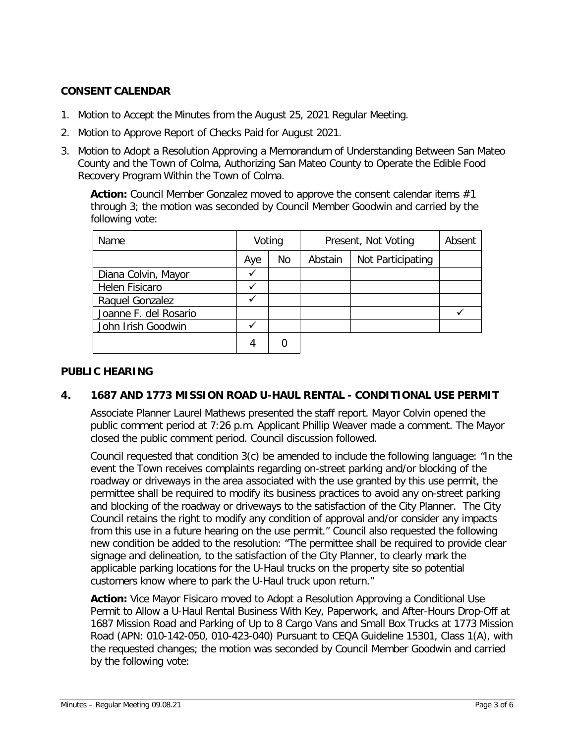**CONSENT CALENDAR**

1. Motion to Accept the Minutes from the August 25, 2021 Regular Meeting.
2. Motion to Approve Report of Checks Paid for August 2021.
3. Motion to Adopt a Resolution Approving a Memorandum of Understanding Between San Mateo County and the Town of Colma, Authorizing San Mateo County to Operate the Edible Food Recovery Program Within the Town of Colma.

**Action:** Council Member Gonzalez moved to approve the consent calendar items #1 through 3; the motion was seconded by Council Member Goodwin and carried by the following vote:

| Name | Voting | | Present, Not Voting | | Absent |
|---|---|---|---|---|---|
| | Aye | No | Abstain | Not Participating | |
| Diana Colvin, Mayor | ✓ | | | | |
| Helen Fisicaro | ✓ | | | | |
| Raquel Gonzalez | ✓ | | | | |
| Joanne F. del Rosario | | | | | ✓ |
| John Irish Goodwin | ✓ | | | | |
| | 4 | 0 | | | |

**PUBLIC HEARING**

**4. 1687 AND 1773 MISSION ROAD U-HAUL RENTAL - CONDITIONAL USE PERMIT**

Associate Planner Laurel Mathews presented the staff report. Mayor Colvin opened the public comment period at 7:26 p.m. Applicant Phillip Weaver made a comment. The Mayor closed the public comment period. Council discussion followed.

Council requested that condition 3(c) be amended to include the following language: "In the event the Town receives complaints regarding on-street parking and/or blocking of the roadway or driveways in the area associated with the use granted by this use permit, the permittee shall be required to modify its business practices to avoid any on-street parking and blocking of the roadway or driveways to the satisfaction of the City Planner. The City Council retains the right to modify any condition of approval and/or consider any impacts from this use in a future hearing on the use permit." Council also requested the following new condition be added to the resolution: "The permittee shall be required to provide clear signage and delineation, to the satisfaction of the City Planner, to clearly mark the applicable parking locations for the U-Haul trucks on the property site so potential customers know where to park the U-Haul truck upon return."

**Action:** Vice Mayor Fisicaro moved to Adopt a Resolution Approving a Conditional Use Permit to Allow a U-Haul Rental Business With Key, Paperwork, and After-Hours Drop-Off at 1687 Mission Road and Parking of Up to 8 Cargo Vans and Small Box Trucks at 1773 Mission Road (APN: 010-142-050, 010-423-040) Pursuant to CEQA Guideline 15301, Class 1(A), with the requested changes; the motion was seconded by Council Member Goodwin and carried by the following vote: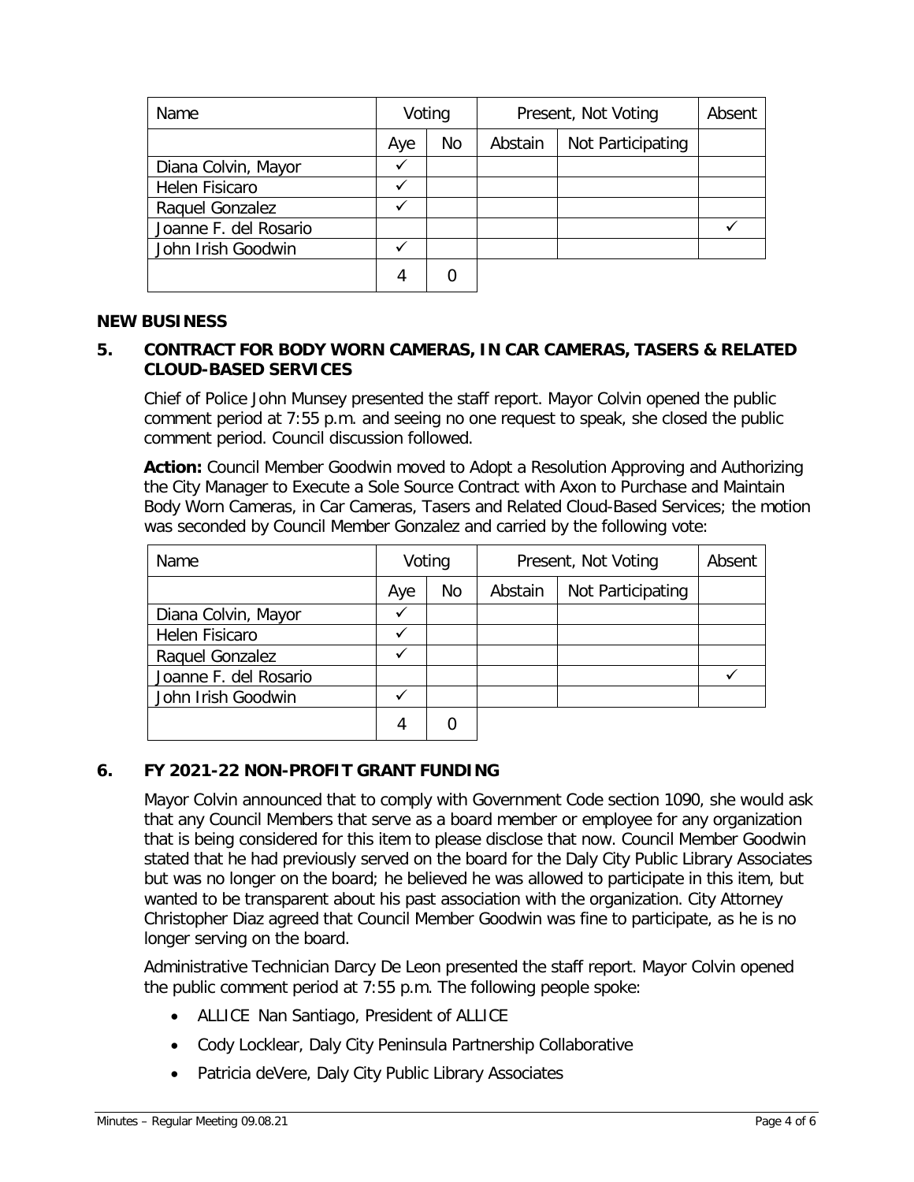| Name | Voting | | Present, Not Voting | | Absent |
|---|---|---|---|---|---|
| | Aye | No | Abstain | Not Participating | |
| Diana Colvin, Mayor | ✓ | | | | |
| Helen Fisicaro | ✓ | | | | |
| Raquel Gonzalez | ✓ | | | | |
| Joanne F. del Rosario | | | | | ✓ |
| John Irish Goodwin | ✓ | | | | |
| | 4 | 0 | | | |

**NEW BUSINESS**

**5. CONTRACT FOR BODY WORN CAMERAS, IN CAR CAMERAS, TASERS & RELATED CLOUD-BASED SERVICES**

Chief of Police John Munsey presented the staff report. Mayor Colvin opened the public comment period at 7:55 p.m. and seeing no one request to speak, she closed the public comment period. Council discussion followed.

**Action:** Council Member Goodwin moved to Adopt a Resolution Approving and Authorizing the City Manager to Execute a Sole Source Contract with Axon to Purchase and Maintain Body Worn Cameras, in Car Cameras, Tasers and Related Cloud-Based Services; the motion was seconded by Council Member Gonzalez and carried by the following vote:

| Name | Voting | | Present, Not Voting | | Absent |
|---|---|---|---|---|---|
| | Aye | No | Abstain | Not Participating | |
| Diana Colvin, Mayor | ✓ | | | | |
| Helen Fisicaro | ✓ | | | | |
| Raquel Gonzalez | ✓ | | | | |
| Joanne F. del Rosario | | | | | ✓ |
| John Irish Goodwin | ✓ | | | | |
| | 4 | 0 | | | |

**6. FY 2021-22 NON-PROFIT GRANT FUNDING**

Mayor Colvin announced that to comply with Government Code section 1090, she would ask that any Council Members that serve as a board member or employee for any organization that is being considered for this item to please disclose that now. Council Member Goodwin stated that he had previously served on the board for the Daly City Public Library Associates but was no longer on the board; he believed he was allowed to participate in this item, but wanted to be transparent about his past association with the organization. City Attorney Christopher Diaz agreed that Council Member Goodwin was fine to participate, as he is no longer serving on the board.

Administrative Technician Darcy De Leon presented the staff report. Mayor Colvin opened the public comment period at 7:55 p.m. The following people spoke:

- ALLICE Nan Santiago, President of ALLICE
- Cody Locklear, Daly City Peninsula Partnership Collaborative
- Patricia deVere, Daly City Public Library Associates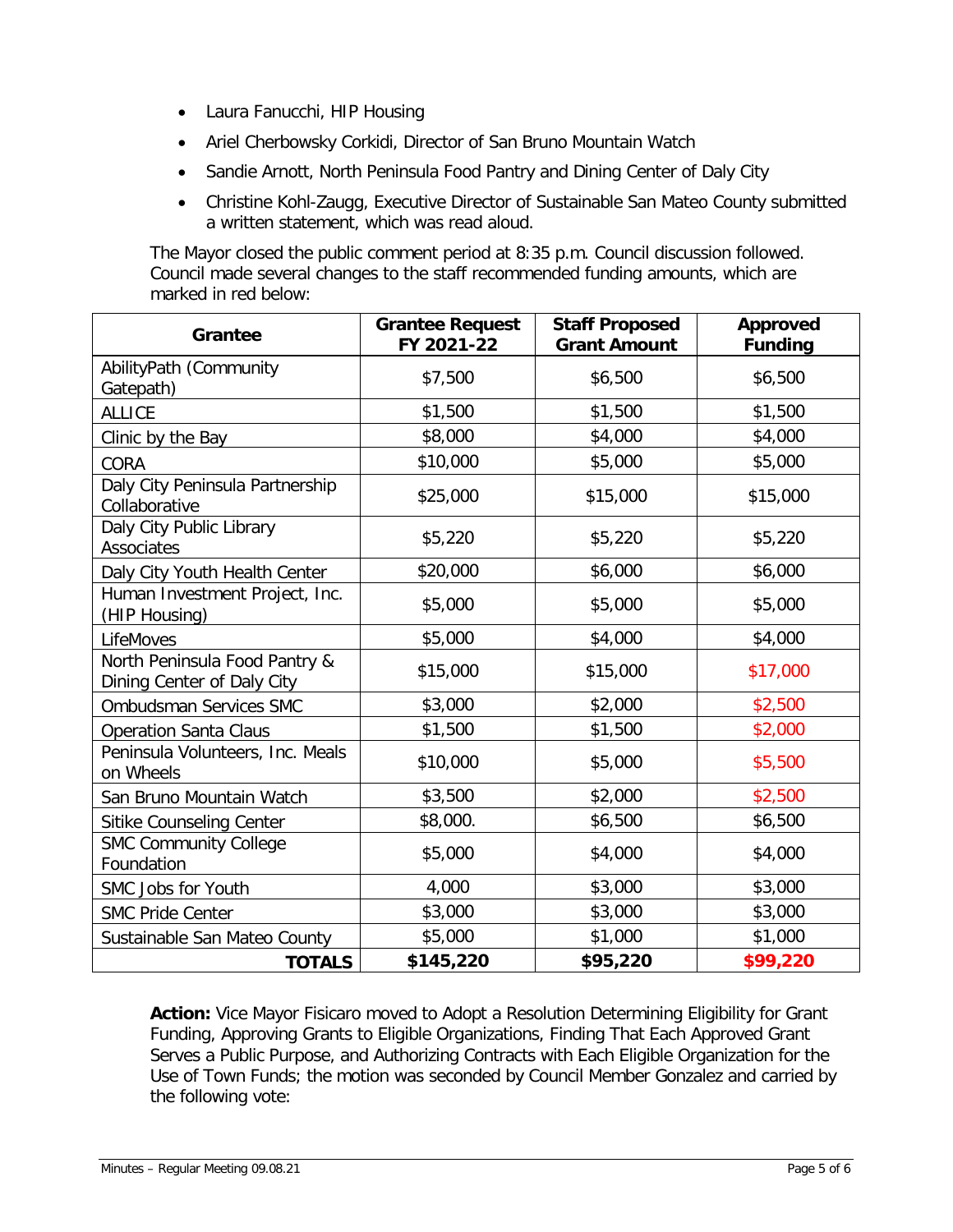- Laura Fanucchi, HIP Housing
- Ariel Cherbowsky Corkidi, Director of San Bruno Mountain Watch
- Sandie Arnott, North Peninsula Food Pantry and Dining Center of Daly City
- Christine Kohl-Zaugg, Executive Director of Sustainable San Mateo County submitted a written statement, which was read aloud.

The Mayor closed the public comment period at 8:35 p.m. Council discussion followed. Council made several changes to the staff recommended funding amounts, which are marked in red below:

| Grantee | Grantee Request FY 2021-22 | Staff Proposed Grant Amount | Approved Funding |
|---|---|---|---|
| AbilityPath (Community Gatepath) | $7,500 | $6,500 | $6,500 |
| ALLICE | $1,500 | $1,500 | $1,500 |
| Clinic by the Bay | $8,000 | $4,000 | $4,000 |
| CORA | $10,000 | $5,000 | $5,000 |
| Daly City Peninsula Partnership Collaborative | $25,000 | $15,000 | $15,000 |
| Daly City Public Library Associates | $5,220 | $5,220 | $5,220 |
| Daly City Youth Health Center | $20,000 | $6,000 | $6,000 |
| Human Investment Project, Inc. (HIP Housing) | $5,000 | $5,000 | $5,000 |
| LifeMoves | $5,000 | $4,000 | $4,000 |
| North Peninsula Food Pantry & Dining Center of Daly City | $15,000 | $15,000 | $17,000 |
| Ombudsman Services SMC | $3,000 | $2,000 | $2,500 |
| Operation Santa Claus | $1,500 | $1,500 | $2,000 |
| Peninsula Volunteers, Inc. Meals on Wheels | $10,000 | $5,000 | $5,500 |
| San Bruno Mountain Watch | $3,500 | $2,000 | $2,500 |
| Sitike Counseling Center | $8,000. | $6,500 | $6,500 |
| SMC Community College Foundation | $5,000 | $4,000 | $4,000 |
| SMC Jobs for Youth | 4,000 | $3,000 | $3,000 |
| SMC Pride Center | $3,000 | $3,000 | $3,000 |
| Sustainable San Mateo County | $5,000 | $1,000 | $1,000 |
| **TOTALS** | **$145,220** | **$95,220** | **$99,220** |

**Action:** Vice Mayor Fisicaro moved to Adopt a Resolution Determining Eligibility for Grant Funding, Approving Grants to Eligible Organizations, Finding That Each Approved Grant Serves a Public Purpose, and Authorizing Contracts with Each Eligible Organization for the Use of Town Funds; the motion was seconded by Council Member Gonzalez and carried by the following vote: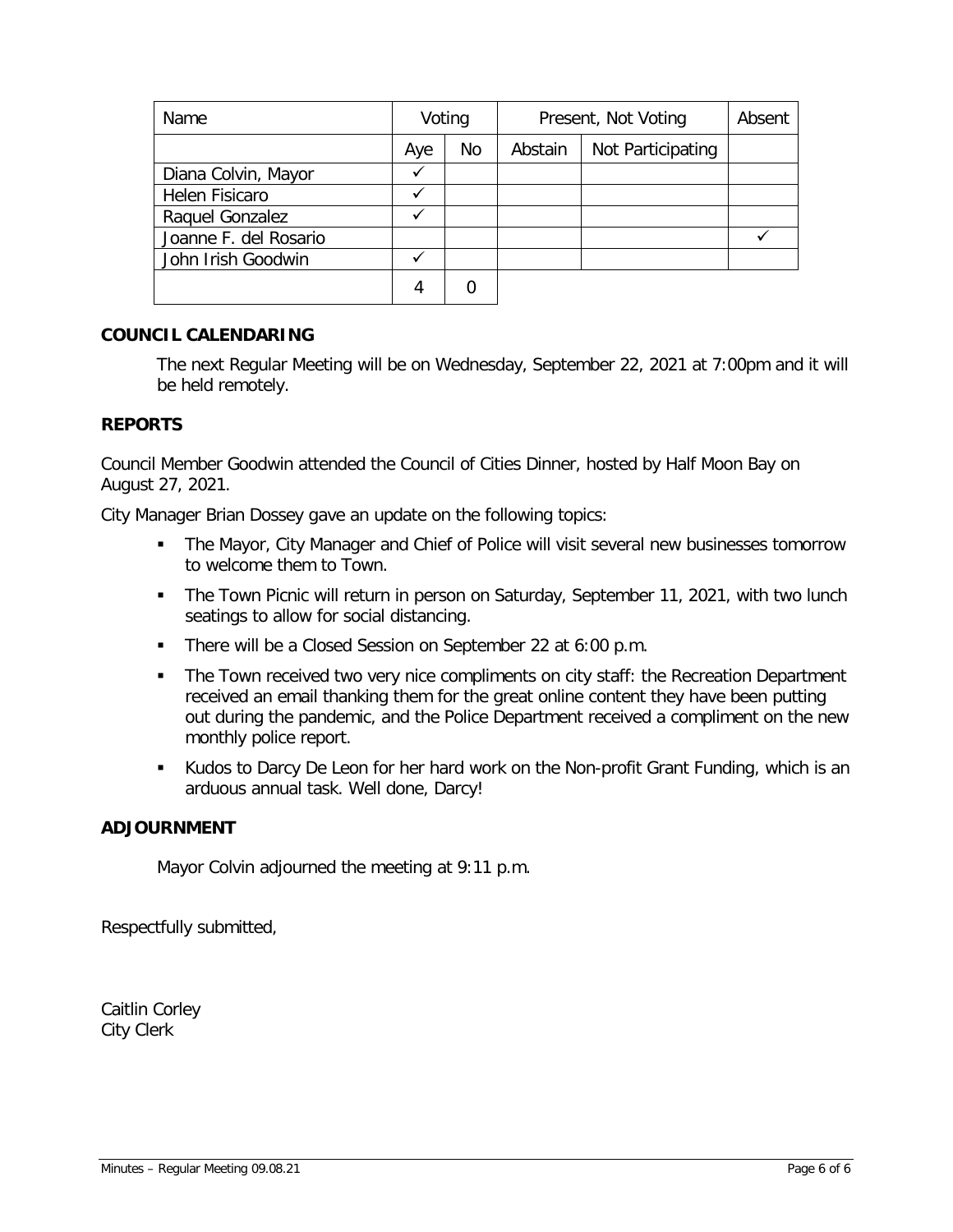| Name | Voting | | Present, Not Voting | | Absent |
|---|---|---|---|---|---|
| | Aye | No | Abstain | Not Participating | |
| Diana Colvin, Mayor | ✓ | | | | |
| Helen Fisicaro | ✓ | | | | |
| Raquel Gonzalez | ✓ | | | | |
| Joanne F. del Rosario | | | | | ✓ |
| John Irish Goodwin | ✓ | | | | |
| | 4 | 0 | | | |

**COUNCIL CALENDARING**

The next Regular Meeting will be on Wednesday, September 22, 2021 at 7:00pm and it will be held remotely.

**REPORTS**

Council Member Goodwin attended the Council of Cities Dinner, hosted by Half Moon Bay on August 27, 2021.

City Manager Brian Dossey gave an update on the following topics:

- The Mayor, City Manager and Chief of Police will visit several new businesses tomorrow to welcome them to Town.
- The Town Picnic will return in person on Saturday, September 11, 2021, with two lunch seatings to allow for social distancing.
- There will be a Closed Session on September 22 at 6:00 p.m.
- The Town received two very nice compliments on city staff: the Recreation Department received an email thanking them for the great online content they have been putting out during the pandemic, and the Police Department received a compliment on the new monthly police report.
- Kudos to Darcy De Leon for her hard work on the Non-profit Grant Funding, which is an arduous annual task. Well done, Darcy!

**ADJOURNMENT**

Mayor Colvin adjourned the meeting at 9:11 p.m.

Respectfully submitted,

Caitlin Corley
City Clerk